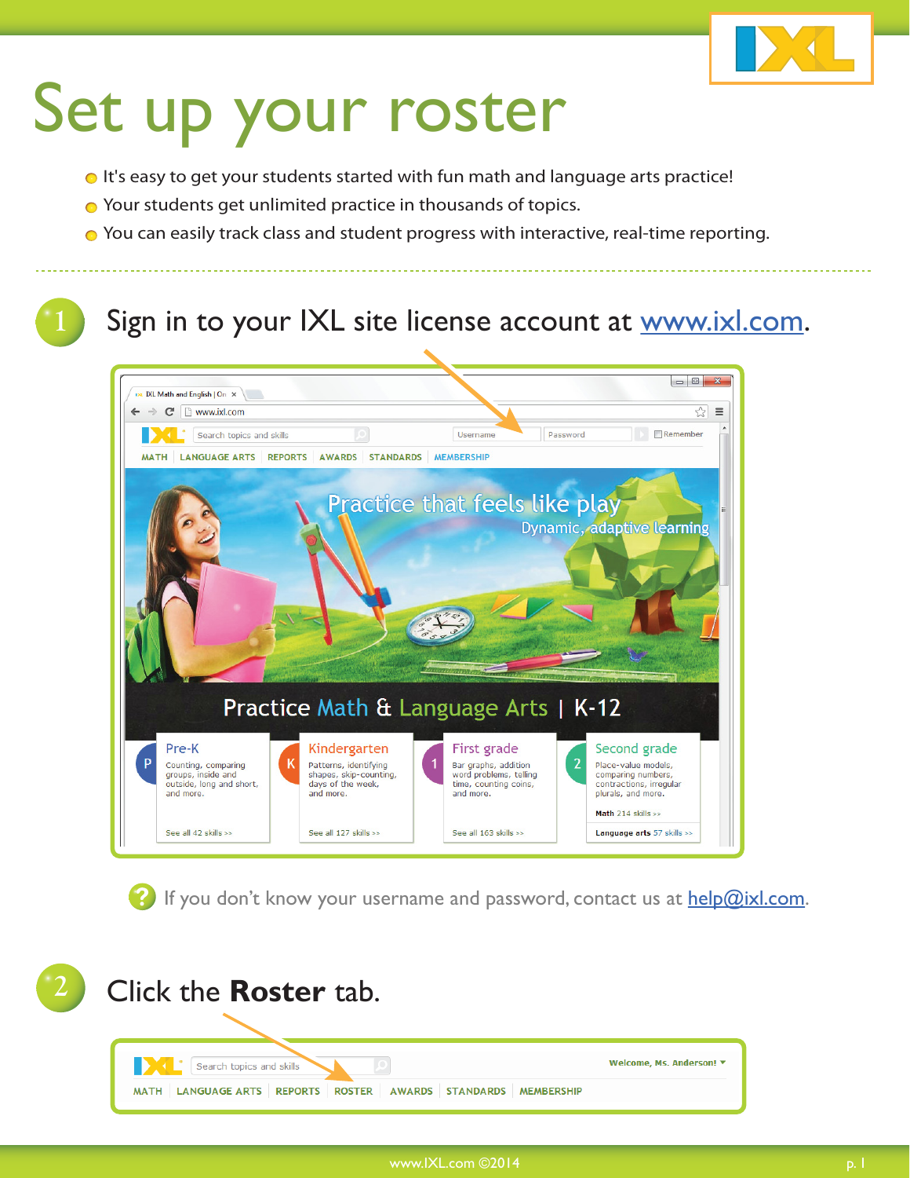# Set up your roster

- It's easy to get your students started with fun math and language arts practice!
- Your students get unlimited practice in thousands of topics.
- You can easily track class and student progress with interactive, real-time reporting.

## 1 Sign in to your IXL site license account at www.ixl.com.

If you don't know your username and password, contact us at help@ixl.com.

## 2 Click the **Roster** tab.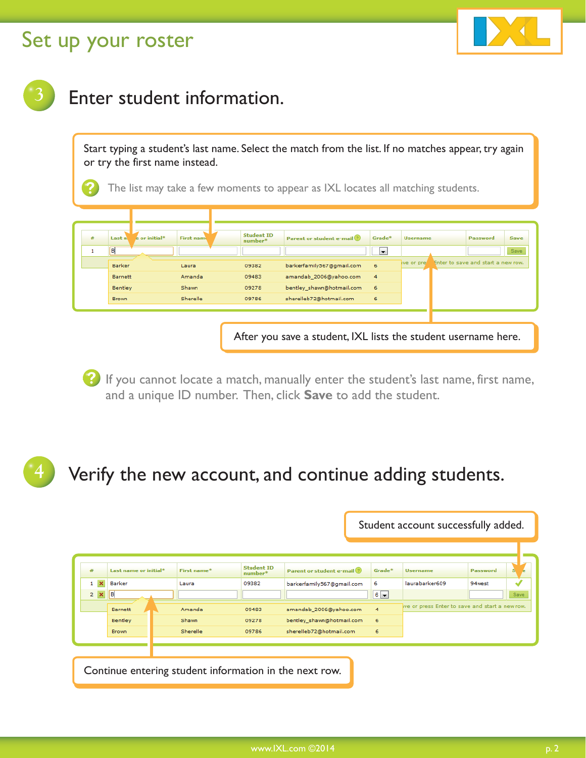# Set up your roster

## 3 Enter student information.

Start typing a student's last name. Select the match from the list. If no matches appear, try again or try the first name instead.

The list may take a few moments to appear as IXL locates all matching students.

| # | Last name or initial* | First name* | Student ID number* | Parent or student e-mail | Grade* | Username | Password | Save |
|---|---|---|---|---|---|---|---|---|
| 1 | B | | | | | | | Save |
| | Barker | Laura | 09382 | barkerfamily567@gmail.com | 6 | | | |
| | Barnett | Amanda | 09483 | amandab_2006@yahoo.com | 4 | | | |
| | Bentley | Shawn | 09278 | bentley_shawn@hotmail.com | 6 | | | |
| | Brown | Sherelle | 09786 | sherelleb72@hotmail.com | 6 | | | |

After you save a student, IXL lists the student username here.

If you cannot locate a match, manually enter the student's last name, first name, and a unique ID number. Then, click **Save** to add the student.

## 4 Verify the new account, and continue adding students.

Student account successfully added.

| # | Last name or initial* | First name* | Student ID number* | Parent or student e-mail | Grade* | Username | Password | Save |
|---|---|---|---|---|---|---|---|---|
| 1 | Barker | Laura | 09382 | barkerfamily567@gmail.com | 6 | laurabarker609 | 94west | ✓ |
| 2 | B | | | | 6 | | | Save |
| | Barnett | Amanda | 09483 | amandab_2006@yahoo.com | 4 | | | |
| | Bentley | Shawn | 09278 | bentley_shawn@hotmail.com | 6 | | | |
| | Brown | Sherelle | 09786 | sherelleb72@hotmail.com | 6 | | | |

Continue entering student information in the next row.

www.IXL.com ©2014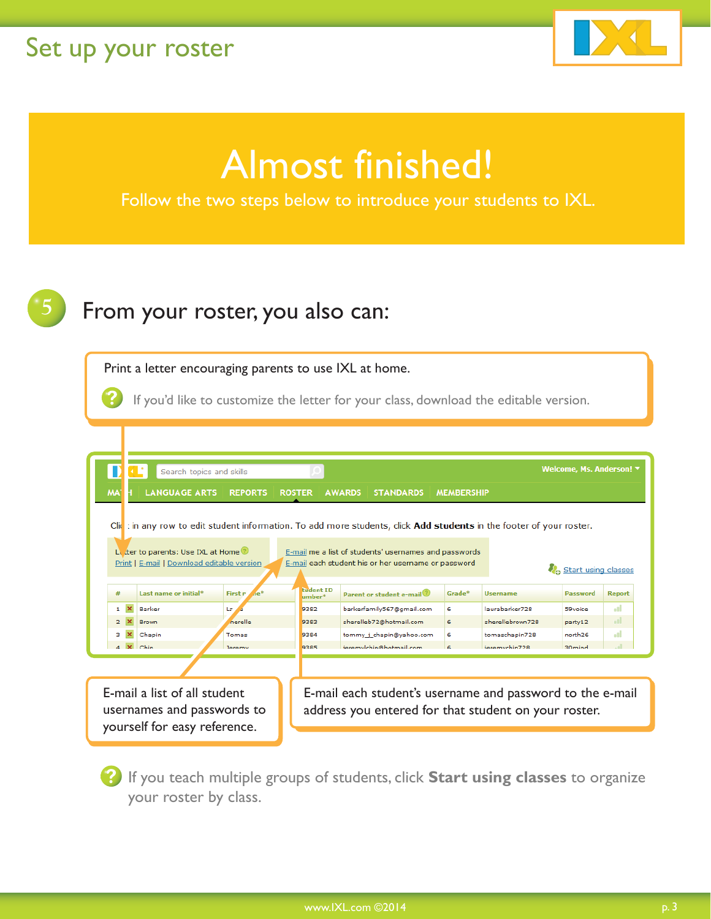# Set up your roster

## Almost finished!

Follow the two steps below to introduce your students to IXL.

## 5 From your roster, you also can:

Print a letter encouraging parents to use IXL at home.

If you'd like to customize the letter for your class, download the editable version.

E-mail a list of all student usernames and passwords to yourself for easy reference.

E-mail each student's username and password to the e-mail address you entered for that student on your roster.

If you teach multiple groups of students, click **Start using classes** to organize your roster by class.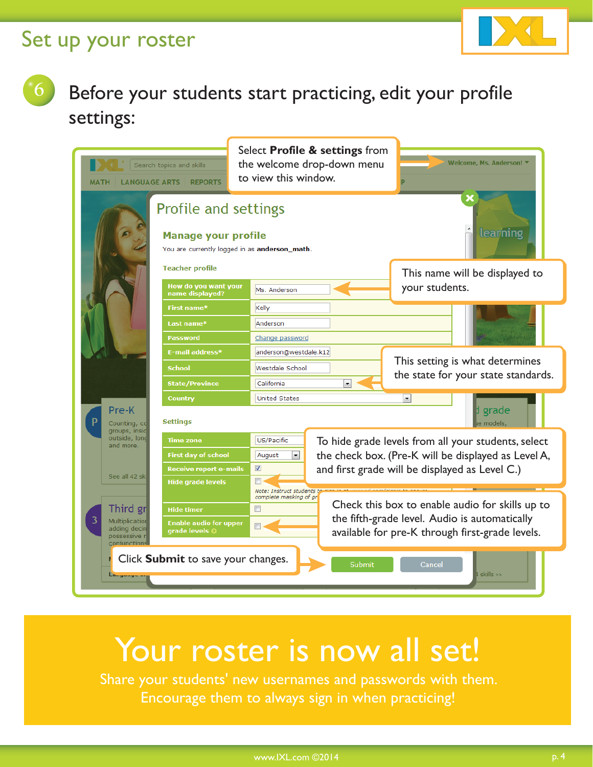# Set up your roster

## 6 Before your students start practicing, edit your profile settings:

Select **Profile & settings** from the welcome drop-down menu to view this window.

Welcome, Ms. Anderson!

### Profile and settings

#### Manage your profile

You are currently logged in as **anderson_math**.

**Teacher profile**

| | |
|---|---|
| How do you want your name displayed? | Ms. Anderson |
| First name* | Kelly |
| Last name* | Anderson |
| Password | Change password |
| E-mail address* | anderson@westdale.k12 |
| School | Westdale School |
| State/Province | California |
| Country | United States |

This name will be displayed to your students.

This setting is what determines the state for your state standards.

**Settings**

| | |
|---|---|
| Time zone | US/Pacific |
| First day of school | August |
| Receive report e-mails | ☑ |
| Hide grade levels | ☐ |
| Hide timer | ☐ |
| Enable audio for upper grade levels | ☐ |

To hide grade levels from all your students, select the check box. (Pre-K will be displayed as Level A, and first grade will be displayed as Level C.)

Check this box to enable audio for skills up to the fifth-grade level. Audio is automatically available for pre-K through first-grade levels.

Click **Submit** to save your changes.

Submit | Cancel

# Your roster is now all set!

Share your students' new usernames and passwords with them.
Encourage them to always sign in when practicing!

www.IXL.com ©2014